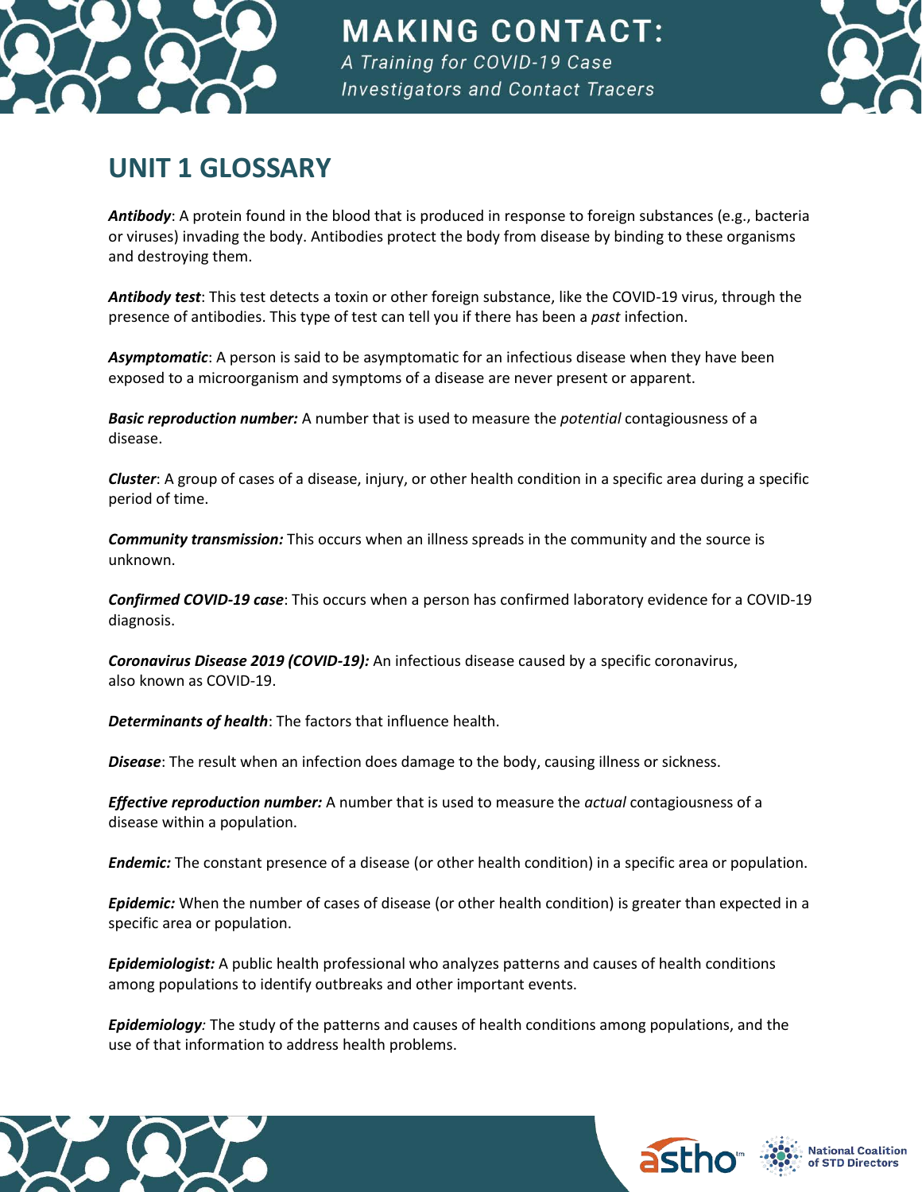# UNIT 1 GLOSSARY

***Antibody***: A protein found in the blood that is produced in response to foreign substances (e.g., bacteria or viruses) invading the body. Antibodies protect the body from disease by binding to these organisms and destroying them.

***Antibody test***: This test detects a toxin or other foreign substance, like the COVID-19 virus, through the presence of antibodies. This type of test can tell you if there has been a *past* infection.

***Asymptomatic***: A person is said to be asymptomatic for an infectious disease when they have been exposed to a microorganism and symptoms of a disease are never present or apparent.

***Basic reproduction number:*** A number that is used to measure the *potential* contagiousness of a disease.

***Cluster***: A group of cases of a disease, injury, or other health condition in a specific area during a specific period of time.

***Community transmission:*** This occurs when an illness spreads in the community and the source is unknown.

***Confirmed COVID-19 case***: This occurs when a person has confirmed laboratory evidence for a COVID-19 diagnosis.

***Coronavirus Disease 2019 (COVID-19):*** An infectious disease caused by a specific coronavirus, also known as COVID-19.

***Determinants of health***: The factors that influence health.

***Disease***: The result when an infection does damage to the body, causing illness or sickness.

***Effective reproduction number:*** A number that is used to measure the *actual* contagiousness of a disease within a population.

***Endemic:*** The constant presence of a disease (or other health condition) in a specific area or population.

***Epidemic:*** When the number of cases of disease (or other health condition) is greater than expected in a specific area or population.

***Epidemiologist:*** A public health professional who analyzes patterns and causes of health conditions among populations to identify outbreaks and other important events.

***Epidemiology:*** The study of the patterns and causes of health conditions among populations, and the use of that information to address health problems.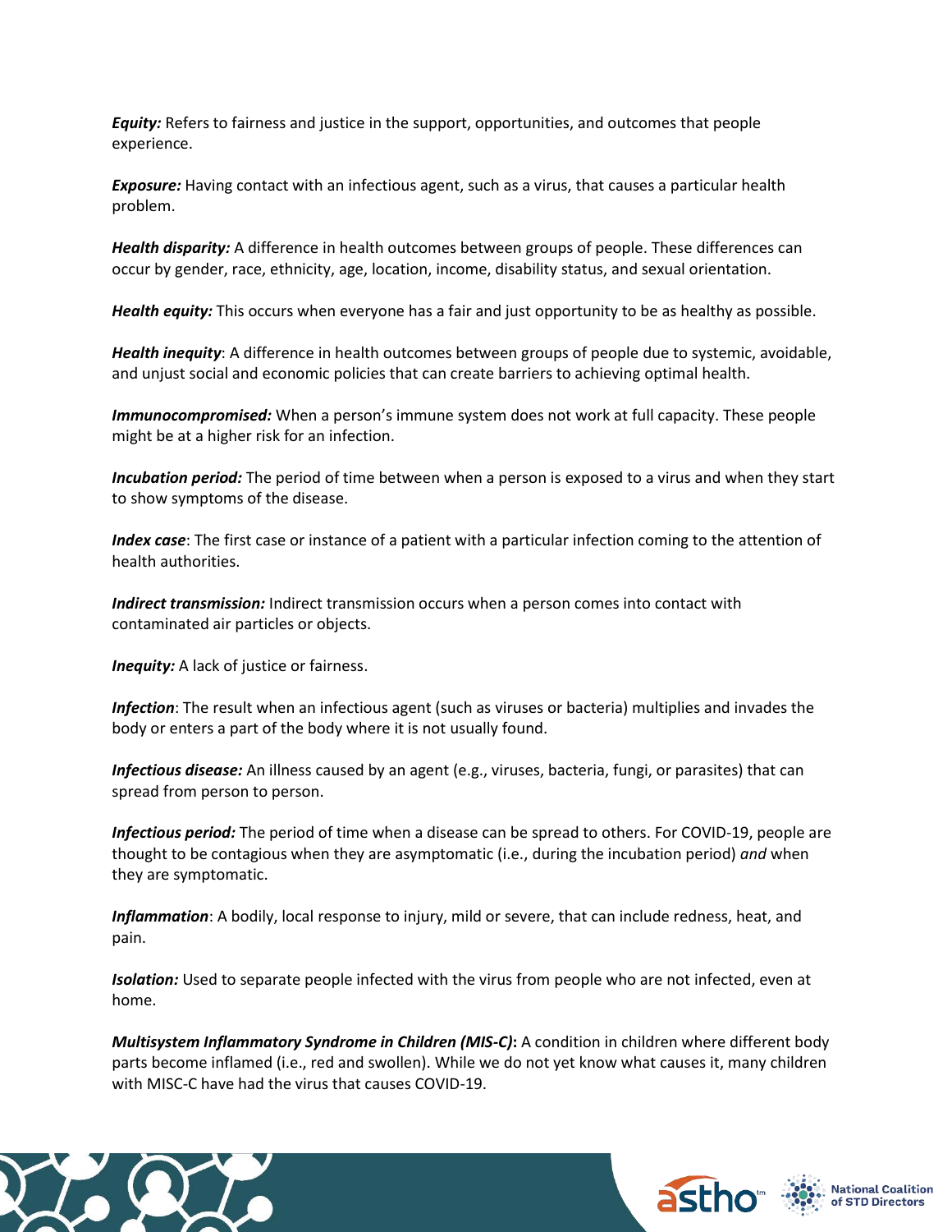***Equity:*** Refers to fairness and justice in the support, opportunities, and outcomes that people experience.

***Exposure:*** Having contact with an infectious agent, such as a virus, that causes a particular health problem.

***Health disparity:*** A difference in health outcomes between groups of people. These differences can occur by gender, race, ethnicity, age, location, income, disability status, and sexual orientation.

***Health equity:*** This occurs when everyone has a fair and just opportunity to be as healthy as possible.

***Health inequity***: A difference in health outcomes between groups of people due to systemic, avoidable, and unjust social and economic policies that can create barriers to achieving optimal health.

***Immunocompromised:*** When a person's immune system does not work at full capacity. These people might be at a higher risk for an infection.

***Incubation period:*** The period of time between when a person is exposed to a virus and when they start to show symptoms of the disease.

***Index case***: The first case or instance of a patient with a particular infection coming to the attention of health authorities.

***Indirect transmission:*** Indirect transmission occurs when a person comes into contact with contaminated air particles or objects.

***Inequity:*** A lack of justice or fairness.

***Infection***: The result when an infectious agent (such as viruses or bacteria) multiplies and invades the body or enters a part of the body where it is not usually found.

***Infectious disease:*** An illness caused by an agent (e.g., viruses, bacteria, fungi, or parasites) that can spread from person to person.

***Infectious period:*** The period of time when a disease can be spread to others. For COVID-19, people are thought to be contagious when they are asymptomatic (i.e., during the incubation period) *and* when they are symptomatic.

***Inflammation***: A bodily, local response to injury, mild or severe, that can include redness, heat, and pain.

***Isolation:*** Used to separate people infected with the virus from people who are not infected, even at home.

***Multisystem Inflammatory Syndrome in Children (MIS-C)*****:** A condition in children where different body parts become inflamed (i.e., red and swollen). While we do not yet know what causes it, many children with MISC-C have had the virus that causes COVID-19.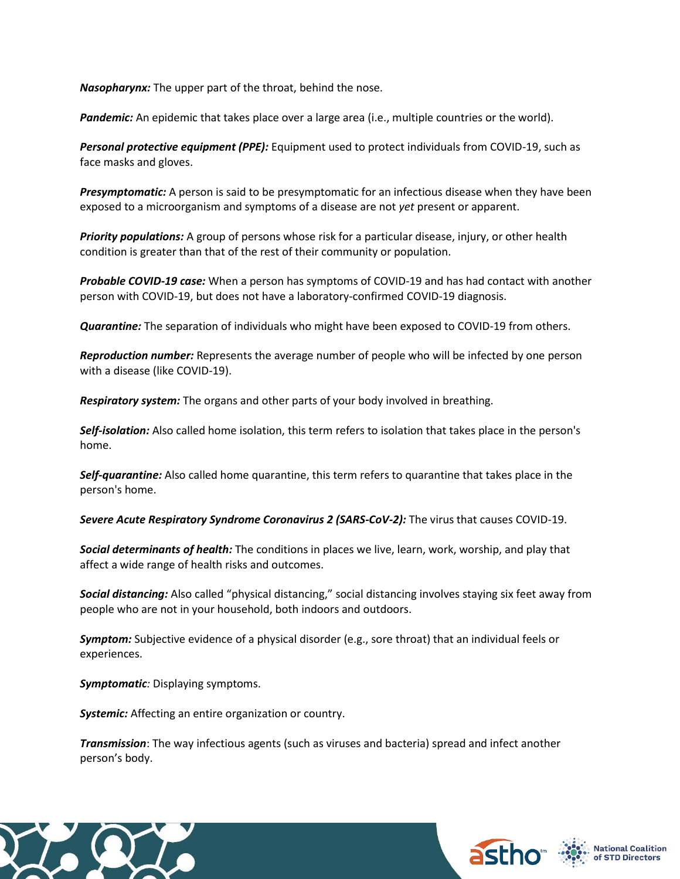***Nasopharynx:*** The upper part of the throat, behind the nose.

***Pandemic:*** An epidemic that takes place over a large area (i.e., multiple countries or the world).

***Personal protective equipment (PPE):*** Equipment used to protect individuals from COVID-19, such as face masks and gloves.

***Presymptomatic:*** A person is said to be presymptomatic for an infectious disease when they have been exposed to a microorganism and symptoms of a disease are not *yet* present or apparent.

***Priority populations:*** A group of persons whose risk for a particular disease, injury, or other health condition is greater than that of the rest of their community or population.

***Probable COVID-19 case:*** When a person has symptoms of COVID-19 and has had contact with another person with COVID-19, but does not have a laboratory-confirmed COVID-19 diagnosis.

***Quarantine:*** The separation of individuals who might have been exposed to COVID-19 from others.

***Reproduction number:*** Represents the average number of people who will be infected by one person with a disease (like COVID-19).

***Respiratory system:*** The organs and other parts of your body involved in breathing.

***Self-isolation:*** Also called home isolation, this term refers to isolation that takes place in the person's home.

***Self-quarantine:*** Also called home quarantine, this term refers to quarantine that takes place in the person's home.

***Severe Acute Respiratory Syndrome Coronavirus 2 (SARS-CoV-2):*** The virus that causes COVID-19.

***Social determinants of health:*** The conditions in places we live, learn, work, worship, and play that affect a wide range of health risks and outcomes.

***Social distancing:*** Also called "physical distancing," social distancing involves staying six feet away from people who are not in your household, both indoors and outdoors.

***Symptom:*** Subjective evidence of a physical disorder (e.g., sore throat) that an individual feels or experiences.

***Symptomatic:*** Displaying symptoms.

***Systemic:*** Affecting an entire organization or country.

***Transmission***: The way infectious agents (such as viruses and bacteria) spread and infect another person's body.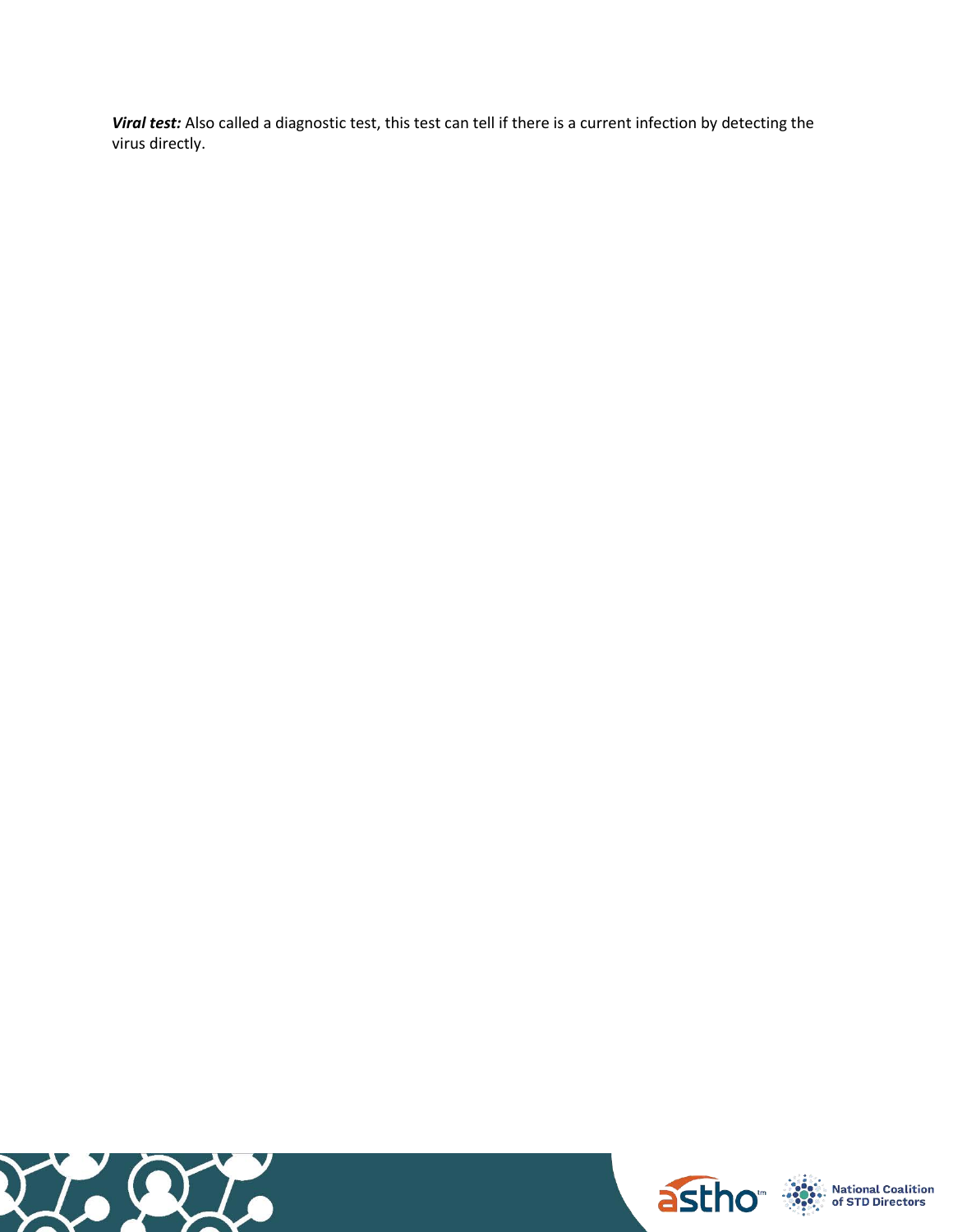***Viral test:*** Also called a diagnostic test, this test can tell if there is a current infection by detecting the virus directly.